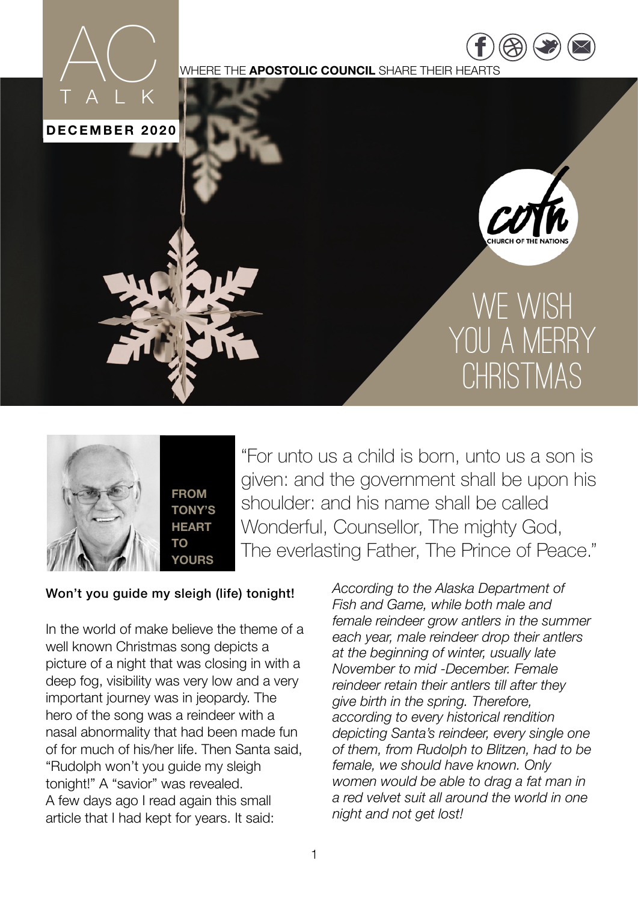# AC TALK

**DECEMBER 2020**

WHERE THE **APOSTOLIC COUNCIL** SHARE THEIR HEARTS

coth CHURCH OF THE NATIONS

WE WISH YOU A MERRY CHRISTMAS

**FROM TONY'S HEART TO YOURS**

"For unto us a child is born, unto us a son is given: and the government shall be upon his shoulder: and his name shall be called Wonderful, Counsellor, The mighty God, The everlasting Father, The Prince of Peace."

**Won't you guide my sleigh (life) tonight!**

In the world of make believe the theme of a well known Christmas song depicts a picture of a night that was closing in with a deep fog, visibility was very low and a very important journey was in jeopardy. The hero of the song was a reindeer with a nasal abnormality that had been made fun of for much of his/her life. Then Santa said, "Rudolph won't you guide my sleigh tonight!" A "savior" was revealed.
A few days ago I read again this small article that I had kept for years. It said:

*According to the Alaska Department of Fish and Game, while both male and female reindeer grow antlers in the summer each year, male reindeer drop their antlers at the beginning of winter, usually late November to mid -December. Female reindeer retain their antlers till after they give birth in the spring. Therefore, according to every historical rendition depicting Santa's reindeer, every single one of them, from Rudolph to Blitzen, had to be female, we should have known. Only women would be able to drag a fat man in a red velvet suit all around the world in one night and not get lost!*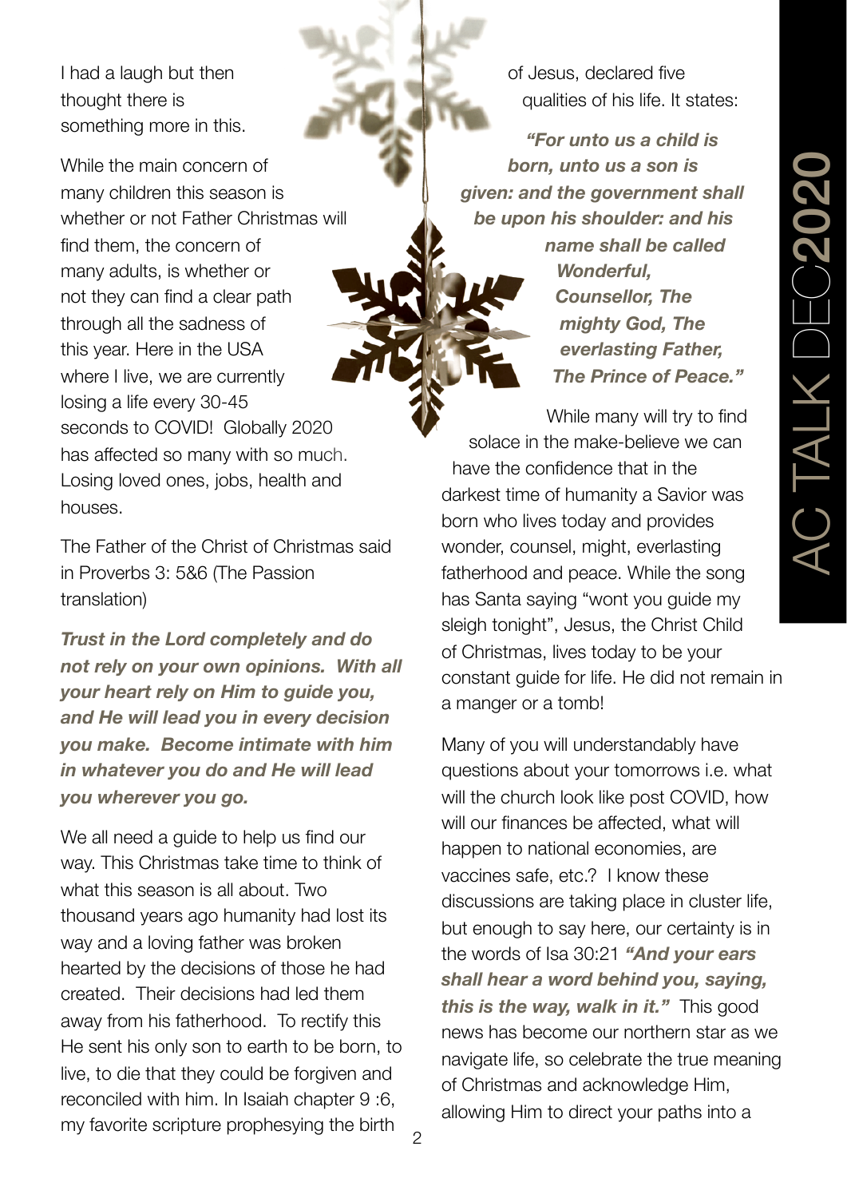I had a laugh but then thought there is something more in this.

While the main concern of many children this season is whether or not Father Christmas will find them, the concern of many adults, is whether or not they can find a clear path through all the sadness of this year. Here in the USA where I live, we are currently losing a life every 30-45 seconds to COVID! Globally 2020 has affected so many with so much. Losing loved ones, jobs, health and houses.

The Father of the Christ of Christmas said in Proverbs 3: 5&6 (The Passion translation)

***Trust in the Lord completely and do not rely on your own opinions. With all your heart rely on Him to guide you, and He will lead you in every decision you make. Become intimate with him in whatever you do and He will lead you wherever you go.***

We all need a guide to help us find our way. This Christmas take time to think of what this season is all about. Two thousand years ago humanity had lost its way and a loving father was broken hearted by the decisions of those he had created. Their decisions had led them away from his fatherhood. To rectify this He sent his only son to earth to be born, to live, to die that they could be forgiven and reconciled with him. In Isaiah chapter 9 :6, my favorite scripture prophesying the birth of Jesus, declared five qualities of his life. It states:

***"For unto us a child is born, unto us a son is given: and the government shall be upon his shoulder: and his name shall be called Wonderful, Counsellor, The mighty God, The everlasting Father, The Prince of Peace."***

While many will try to find solace in the make-believe we can have the confidence that in the darkest time of humanity a Savior was born who lives today and provides wonder, counsel, might, everlasting fatherhood and peace. While the song has Santa saying "wont you guide my sleigh tonight", Jesus, the Christ Child of Christmas, lives today to be your constant guide for life. He did not remain in a manger or a tomb!

Many of you will understandably have questions about your tomorrows i.e. what will the church look like post COVID, how will our finances be affected, what will happen to national economies, are vaccines safe, etc.? I know these discussions are taking place in cluster life, but enough to say here, our certainty is in the words of Isa 30:21 ***"And your ears shall hear a word behind you, saying, this is the way, walk in it."*** This good news has become our northern star as we navigate life, so celebrate the true meaning of Christmas and acknowledge Him, allowing Him to direct your paths into a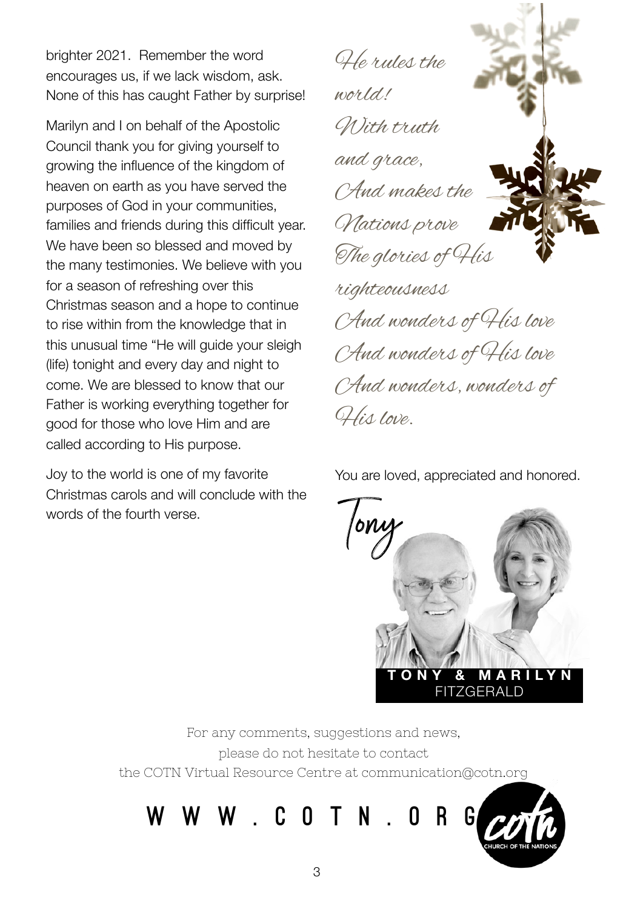brighter 2021. Remember the word encourages us, if we lack wisdom, ask. None of this has caught Father by surprise!

Marilyn and I on behalf of the Apostolic Council thank you for giving yourself to growing the influence of the kingdom of heaven on earth as you have served the purposes of God in your communities, families and friends during this difficult year. We have been so blessed and moved by the many testimonies. We believe with you for a season of refreshing over this Christmas season and a hope to continue to rise within from the knowledge that in this unusual time "He will guide your sleigh (life) tonight and every day and night to come. We are blessed to know that our Father is working everything together for good for those who love Him and are called according to His purpose.

Joy to the world is one of my favorite Christmas carols and will conclude with the words of the fourth verse.

*He rules the world!*
*With truth and grace,*
*And makes the Nations prove*
*The glories of His righteousness*
*And wonders of His love*
*And wonders of His love*
*And wonders, wonders of His love.*

You are loved, appreciated and honored.

Tony

**TONY & MARILYN**
FITZGERALD

For any comments, suggestions and news,
please do not hesitate to contact
the COTN Virtual Resource Centre at communication@cotn.org

**WWW.COTN.ORG**

cotn
CHURCH OF THE NATIONS